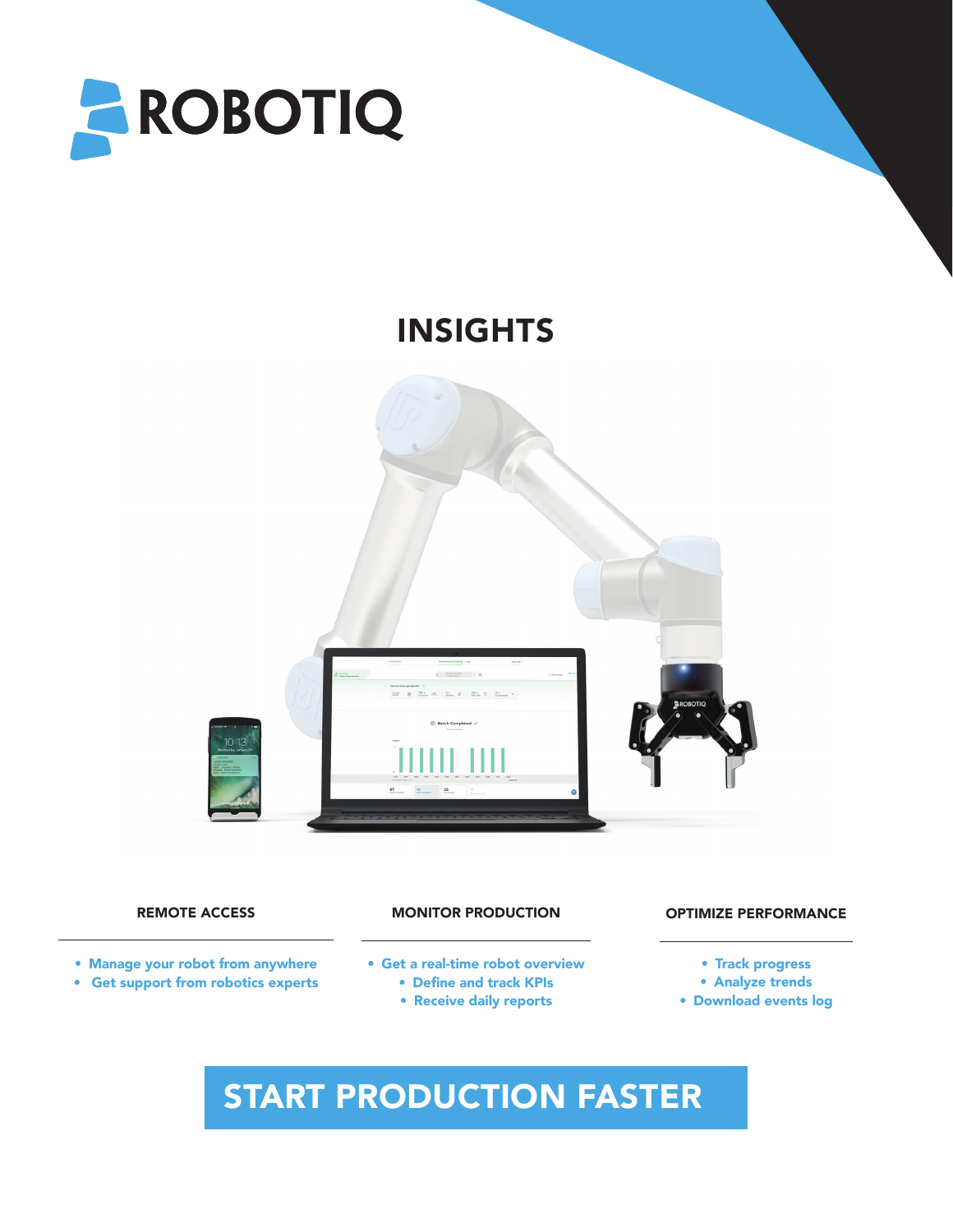ROBOTIQ

# INSIGHTS

### REMOTE ACCESS

- Manage your robot from anywhere
- Get support from robotics experts

### MONITOR PRODUCTION

- Get a real-time robot overview
- Define and track KPIs
- Receive daily reports

### OPTIMIZE PERFORMANCE

- Track progress
- Analyze trends
- Download events log

## START PRODUCTION FASTER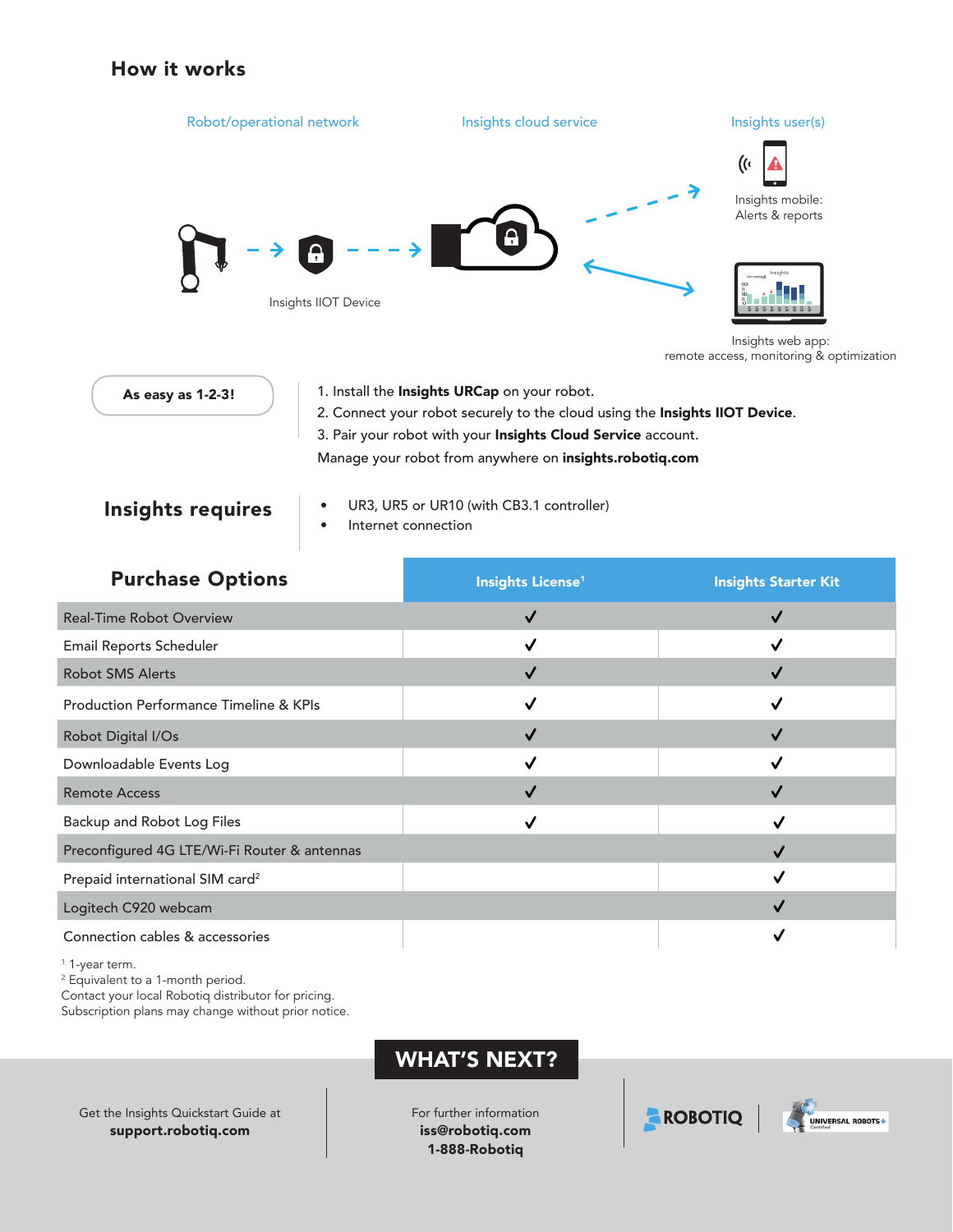## How it works

Robot/operational network

Insights cloud service

Insights user(s)

Insights mobile: Alerts & reports

Insights IIOT Device

Insights web app: remote access, monitoring & optimization

**As easy as 1-2-3!**

1. Install the **Insights URCap** on your robot.
2. Connect your robot securely to the cloud using the **Insights IIOT Device**.
3. Pair your robot with your **Insights Cloud Service** account.

Manage your robot from anywhere on **insights.robotiq.com**

## Insights requires

- UR3, UR5 or UR10 (with CB3.1 controller)
- Internet connection

## Purchase Options

| | Insights License[1] | Insights Starter Kit |
|---|---|---|
| Real-Time Robot Overview | ✓ | ✓ |
| Email Reports Scheduler | ✓ | ✓ |
| Robot SMS Alerts | ✓ | ✓ |
| Production Performance Timeline & KPIs | ✓ | ✓ |
| Robot Digital I/Os | ✓ | ✓ |
| Downloadable Events Log | ✓ | ✓ |
| Remote Access | ✓ | ✓ |
| Backup and Robot Log Files | ✓ | ✓ |
| Preconfigured 4G LTE/Wi-Fi Router & antennas | | ✓ |
| Prepaid international SIM card[2] | | ✓ |
| Logitech C920 webcam | | ✓ |
| Connection cables & accessories | | ✓ |

[1] 1-year term.
[2] Equivalent to a 1-month period.
Contact your local Robotiq distributor for pricing.
Subscription plans may change without prior notice.

## WHAT'S NEXT?

Get the Insights Quickstart Guide at
**support.robotiq.com**

For further information
**iss@robotiq.com**
**1-888-Robotiq**

ROBOTIQ

UNIVERSAL ROBOTS+ Certified